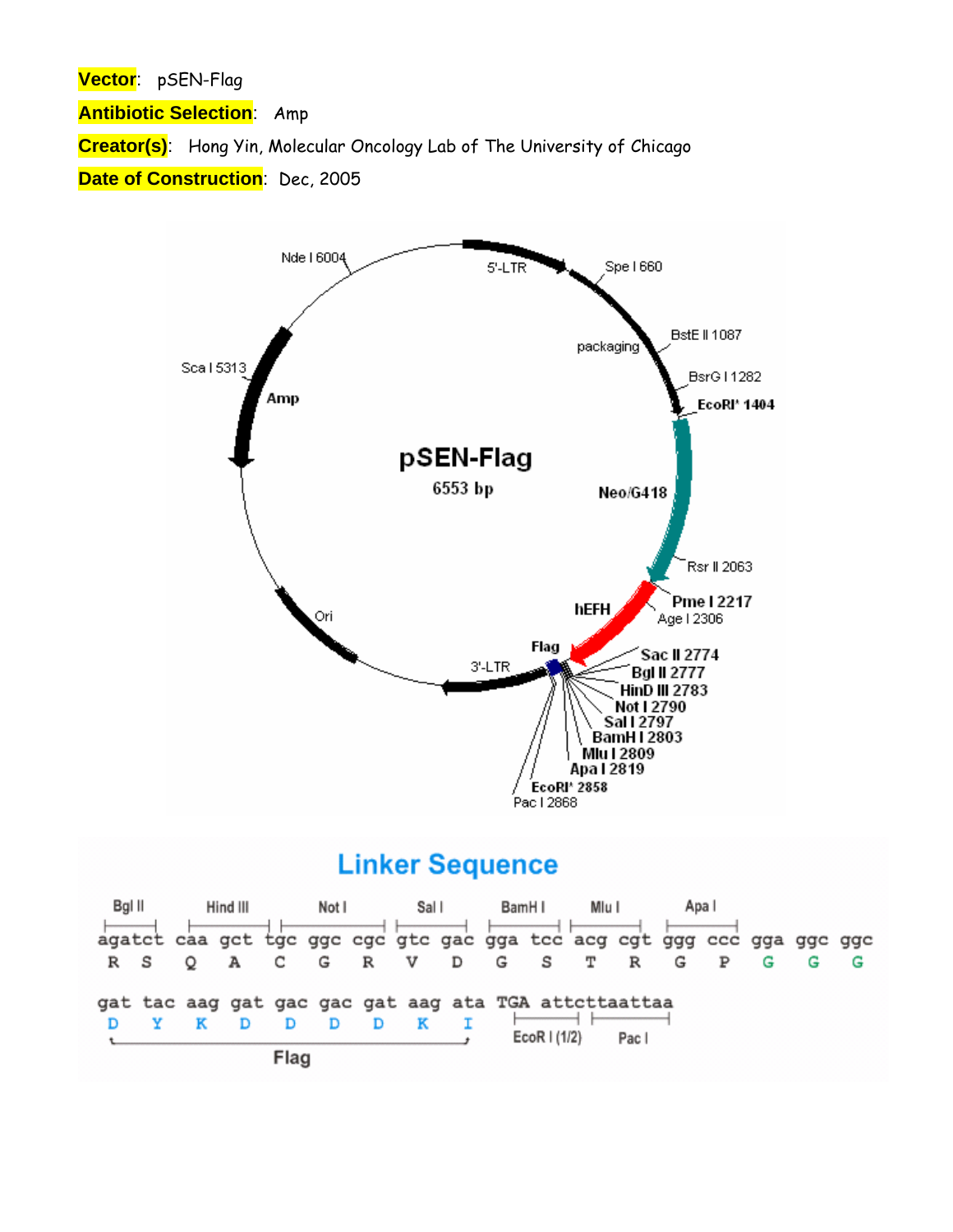**Vector**: pSEN-Flag

**Antibiotic Selection**: Amp

**Creator(s)**: Hong Yin, Molecular Oncology Lab of The University of Chicago

**Date of Construction**: Dec, 2005

pSEN-Flag
6553 bp

5'-LTR, Spe I 660, packaging, BstE II 1087, BsrG I 1282, EcoRI* 1404, Neo/G418, Rsr II 2063, Pme I 2217, Age I 2306, hEFH, Flag, Sac II 2774, Bgl II 2777, HinD III 2783, Not I 2790, Sal I 2797, BamH I 2803, Mlu I 2809, Apa I 2819, EcoRI* 2858, Pac I 2868, 3'-LTR, Ori, Amp, Sca I 5313, Nde I 6004

## Linker Sequence

```
Bgl II   Hind III   Not I         Sal I     BamH I    Mlu I     Apa I
agatct caa gct tgc ggc cgc gtc gac gga tcc acg cgt ggg ccc gga ggc ggc
 R  S   Q   A   C   G   R   V   D   G   S   T   R   G   P   G   G   G

gat tac aag gat gac gac gat aag ata TGA attcttaattaa
 D   Y   K   D   D   D   D   K   I      EcoR I (1/2)  Pac I
|-------------- Flag --------------|
```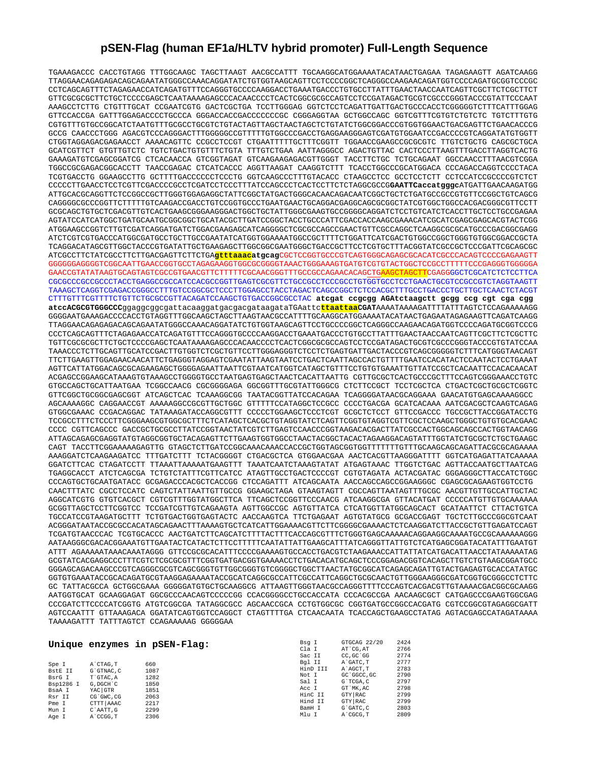# pSEN-Flag (human EF1a/HLTV hybrid promoter) Full-Length Sequence

```
TGAAAGACCC CACCTGTAGG TTTGGCAAGC TAGCTTAAGT AACGCCATTT TGCAAGGCATGGAAAAATACATAACTGAGAA TAGAGAAGTT AGATCAAGG
TTAGGAACAGAGAGACAGCAGAATATGGGCCAAACAGGATATCTGTGGTAAGCAGTTCCTCCCCGGCTCAGGGCCAAGAACAGATGGTCCCCAGATGCGGTCCCGC
CCTCAGCAGTTTCTAGAGAACCATCAGATGTTTCCAGGGTGCCCCAAGGACCTGAAATGACCCTGTGCCTTATTTGAACTAACCAATCAGTTCGCTTCTCGCTTCT
GTTCGCGCGCTTCTGCTCCCCGAGCTCAATAAAAGAGCCCACAACCCCTCACTCGGCGCGCCAGTCCTCCGATAGACTGCGTCGCCCGGGTACCCGTATTCCCAAT
AAAGCCTCTTG CTGTTTGCAT CCGAATCGTG GACTCGCTGA TCCTTGGGAG GGTCTCCTCAGATTGATTGACTGCCCACCTCGGGGGTCTTTCATTTGGAG
GTTCCACCGA GATTTGGAGACCCCTGCCCA GGGACCACCGACCCCCCCGC CGGGAGGTAA GCTGGCCAGC GGTCGTTTCGTGTCTGTCTC TGTCTTTGTG
CGTGTTTGTGCCGGCATCTAATGTTTGCGCCTGCGTCTGTACTAGTTAGCTAACTAGCTCTGTATCTGGCGGACCCGTGGTGGAACTGACGAGTTCTGAACACCCG
GCCG CAACCCTGGG AGACGTCCCAGGGACTTTGGGGGCCGTTTTTGTGGCCCGACCTGAGGAAGGGAGTCGATGTGGAATCCGACCCCGTCAGGATATGTGGTT
CTGGTAGGAGACGAGAACCT AAAACAGTTC CCGCCTCCGT CTGAATTTTTGCTTTCGGTT TGGAACCGAAGCCGCGCGTC TTGTCTGCTG CAGCGCTGCA
GCATCGTTCT GTGTTGTCTC TGTCTGACTGTGTTTCTGTA TTTGTCTGAA AATTAGGGCC AGACTGTTAC CACTCCCTTAAGTTTGACCTTAGGTCACTG
GAAAGATGTCGAGCGGATCG CTCACAACCA GTCGGTAGAT GTCAAGAAGAGACGTTGGGT TACCTTCTGC TCTGCAGAAT GGCCAACCTTTAACGTCGGA
TGGCCGCGAGACGGCACCTT TAACCGAGAC CTCATCACCC AGGTTAAGAT CAAGGTCTTT TCACCTGGCCCGCATGGACA CCCAGACCAGGTCCCCTACA
TCGTGACCTG GGAAGCCTTG GCTTTTGACCCCCCTCCCTG GGTCAAGCCCTTTGTACACC CTAAGCCTCC GCCTCCTCTT CCTCCATCCGCCCCGTCTCT
CCCCCTTGAACCTCCTCGTTCGACCCCGCCTCGATCCTCCCTTTATCCAGCCCTCACTCCTTCTCTAGGCGCCGGAATTCaccatgggcATGATTGAACAAGATGG
ATTGCACGCAGGTTCTCCGGCCGCTTGGGTGGAGAGGCTATTCGGCTATGACTGGGCACAACAGACAATCGGCTGCTCTGATGCCGCCGTGTTCCGGCTGTCAGCG
CAGGGGCGCCCGGTTCTTTTTGTCAAGACCGACCTGTCCGGTGCCCTGAATGAACTGCAGGACGAGGCAGCGCGGCTATCGTGGCTGGCCACGACGGGCGTTCCTT
GCGCAGCTGTGCTCGACGTTGTCACTGAAGCGGGAAGGGACTGGCTGCTATTGGGCGAAGTGCCGGGGCAGGATCTCCTGTCATCTCACCTTGCTCCTGCCGAGAA
AGTATCCATCATGGCTGATGCAATGCGGCGGCTGCATACGCTTGATCCGGCTACCTGCCCATTCGACCACCAAGCGAAACATCGCATCGAGCGAGCACGTACTCGG
ATGGAAGCCGGTCTTGTCGATCAGGATGATCTGGACGAAGAGCATCAGGGGCTCGCGCCAGCCGAACTGTTCGCCAGGCTCAAGGCGCGCATGCCCGACGGCGAGG
ATCTCGTCGTGACCCATGGCGATGCCTGCTTGCCGAATATCATGGTGGAAAATGGCCGCTTTTCTGGATTCATCGACTGTGGCCGGCTGGGTGTGGCGGACCGCTA
TCAGGACATAGCGTTGGCTACCCGTGATATTGCTGAAGAGCTTGGCGGCGAATGGGCTGACCGCTTCCTCGTGCTTTACGGTATCGCCGCTCCCGATTCGCAGCGC
ATCGCCTTCTATCGCCTTCTTGACGAGTTCTTCTGAgtttaaacatgcagCGCTCCGGTGCCCGTCAGTGGGCAGAGCGCACATCGCCCACAGTCCCCGAGAAGTT
GGGGGGAGGGGTCGGCAATTGAACCGGTGCCTAGAGAAGGTGGCGCGGGGTAAACTGGGAAAGTGATGTCGTGTACTGGCTCCGCCTTTTTCCCGAGGGTGGGGGA
GAACCGTATATAAGTGCAGTAGTCGCCGTGAACGTTCTTTTTCGCAACGGGTTTGCCGCCAGAACACAGCTGAAGCTAGCTTCGAGGGGCTCGCATCTCTCCTTCA
CGCGCCCGCCGCCCTACCTGAGGCCGCCATCCACGCCGGTTGAGTCGCGTTCTGCCGCCTCCCGCCTGTGGTGCCTCCTGAACTGCGTCCGCCGTCTAGGTAAGTT
TAAAGCTCAGGTCGAGACCGGGCCTTTGTCCGGCGCTCCCTTGGAGCCTACCTAGACTCAGCCGGCTCTCCACGCTTTGCCTGACCCTGCTTGCTCAACTCTACGT
CTTTGTTTCGTTTTCTGTTCTGCGCCGTTACAGATCCAAGCTGTGACCGGCGCCTAC atcgat ccgcgg AGAtctaagctt gcgg ccg cgt cga cgg
atccACGCGTGGGCCCggaggcggcgattacaaggatgacgacgataagataTGAattcttaattaaCGATAAAATAAAAGATTTTATTTAGTCTCCAGAAAAAGG
GGGGAATGAAAGACCCCACCTGTAGGTTTGGCAAGCTAGCTTAAGTAACGCCATTTTGCAAGGCATGGAAAATACATAACTGAGAATAGAGAAGTTCAGATCAAGG
TTAGGAACAGAGAGACAGCAGAATATGGGCCAAACAGGATATCTGTGGTAAGCAGTTCCTGCCCCGGCTCAGGGCCAAGAACAGATGGTCCCCAGATGCGGTCCCG
CCCTCAGCAGTTTCTAGAGAACCATCAGATGTTTCCAGGGTGCCCCAAGGACCTGAAATGACCCTGTGCCTTATTTGAACTAACCAATCAGTTCGCTTCTCGCTTC
TGTTCGCGCGCTTCTGCTCCCCGAGCTCAATAAAAGAGCCCACAACCCCTCACTCGGCGCGCCAGTCCTCCGATAGACTGCGTCGCCCGGGTACCCGTATCCAA
TAAACCCTCTTGCAGTTGCATCCGACTTGTGGTCTCGCTGTTCCTTGGGAGGGTCTCCTCTGAGTGATTGACTACCCGTCAGCGGGGGTCTTTCATGGGTAACAGT
TTCTTGAAGTTGGAGAACAACATTCTGAGGGTAGGAGTCGAATATTAAGTAATCCTGACTCAATTAGCCACTGTTTTGAATCCACATACTCCAATACTCCTGAAAT
AGTTCATTATGGACAGCGCAGAAGAGCTGGGGAGAATTAATTCGTAATCATGGTCATAGCTGTTTCCTGTGTGAAATTGTTATCCGCTCACAATTCCACACAACAT
ACGAGCCGGAAGCATAAAGTGTAAAGCCTGGGGTGCCTAATGAGTGAGCTAACTCACATTAATTG CGTTGCGCTCACTGCCCGCTTTCCAGTCGGGAAACCTGTC
GTGCCAGCTGCATTAATGAA TCGGCCAACG CGCGGGGAGA GGCGGTTTGCGTATTGGGCG CTCTTCCGCT TCCTCGCTCA CTGACTCGCTGCGCTCGGTC
GTTCGGCTGCGGCGAGCGGT ATCAGCTCAC TCAAAGGCGG TAATACGGTTATCCACAGAA TCAGGGGATAACGCAGGAAA GAACATGTGAGCAAAAGGCC
AGCAAAAGGC CAGGAACCGT AAAAAGGCCGCGTTGCTGGC GTTTTTCCATAGGCTCCGCC CCCCTGACGA GCATCACAAA AATCGACGCTCAAGTCAGAG
GTGGCGAAAC CCGACAGGAC TATAAAGATACCAGGCGTTT CCCCCTGGAAGCTCCCTCGT GCGCTCTCCT GTTCCGACCC TGCCGCTTACCGGATACCTG
TCCGCCTTTCTCCCTTCGGGAAGCGTGGCGCTTTCTCATAGCTCACGCTGTAGGTATCTCAGTTCGGTGTAGGTCGTTCGCTCCAAGCTGGGCTGTGTGCACGAAC
CCCC CGTTCAGCCC GACCGCTGCGCCTTATCCGGTAACTATCGTCTTGAGTCCAACCCGGTAAGACACGACTTATCGCCACTGGCAGCAGCCACTGGTAACAGG
ATTAGCAGAGCGAGGTATGTAGGCGGTGCTACAGAGTTCTTGAAGTGGTGGCCTAACTACGGCTACACTAGAAGGACAGTATTTGGTATCTGCGCTCTGCTGAAGC
CAGT TACCTTCGGAAAAAGAGTTG GTAGCTCTTGATCCGGCAAACAAACCACCGCTGGTAGCGGTGGTTTTTTTGTTTGCAAGCAGCAGATTACGCGCAGAAAA
AAAGGATCTCAAGAAGATCC TTTGATCTTT TCTACGGGGT CTGACGCTCA GTGGAACGAA AACTCACGTTAAGGGATTTT GGTCATGAGATTATCAAAAA
GGATCTTCAC CTAGATCCTT TTAAATTAAAAATGAAGTTT TAAATCAATCTAAAGTATAT ATGAGTAAAC TTGGTCTGAC AGTTACCAATGCTTAATCAG
TGAGGCACCT ATCTCAGCGA TCTGTCTATTTCGTTCATCC ATAGTTGCCTGACTCCCCGT CGTGTAGATA ACTACGATAC GGGAGGGCTTACCATCTGGC
CCCAGTGCTGCAATGATACC GCGAGACCCACGCTCACCGG CTCCAGATTT ATCAGCAATA AACCAGCCAGCCGGAAGGGC CGAGCGCAGAAGTGGTCCTG
CAACTTTATC CGCCTCCATC CAGTCTATTAATTGTTGCCG GGAAGCTAGA GTAAGTAGTT CGCCAGTTAATAGTTTGCGC AACGTTGTTGCCATTGCTAC
AGGCATCGTG GTGTCACGCT CGTCGTTTGGTATGGCTTCA TTCAGCTCCGGTTCCCAACG ATCAAGGCGA GTTACATGAT CCCCCATGTTGTGCAAAAAA
GCGGTTAGCTCCTTCGGTCC TCCGATCGTTGTCAGAAGTA AGTTGGCCGC AGTGTTATCA CTCATGGTTATGGCAGCACT GCATAATTCT CTTACTGTCA
TGCCATCCGTAAGATGCTTT TCTGTGACTGGTGAGTACTC AACCAAGTCA TTCTGAGAAT AGTGTATGCG GCGACCGAGT TGCTCTTGCCCGGCGTCAAT
ACGGGATAATACCGCGCCACATAGCAGAACTTTAAAAGTGCTCATCATTGGAAAACGTTCTTCGGGGCGAAAACTCTCAAGGATCTTACCGCTGTTGAGATCCAGT
TCGATGTAACCCAC TCGTGCACCC AACTGATCTTCAGCATCTTTTACTTTCACCAGCGTTTCTGGGTGAGCAAAAACAGGAAGGCAAAATGCCGCAAAAAAGGG
AATAAGGGCGACACGGAAATGTTGAATACTCATACTCTTCCTTTTTCAATATTATTGAAGCATTTATCAGGGTTATTGTCTCATGAGCGGATACATATTTGAATGT
ATTT AGAAAAATAAACAAATAGGG GTTCCGCGCACATTTCCCCGAAAAGTGCCACCTGACGTCTAAGAAACCATTATTATCATGACATTAACCTATAAAAATAG
GCGTATCACGAGGCCCTTTCGTCTCGCGCGTTTCGGTGATGACGGTGAAAACCTCTGACACATGCAGCTCCCGGAGACGGTCACAGCTTGTCTGTAAGCGGATGCC
GGGAGCAGACAAGCCCGTCAGGGCGCGTCAGCGGGTGTTGGCGGGTGTCGGGGCTGGCTTAACTATGCGGCATCAGAGCAGATTGTACTGAGAGTGCACCATATGC
GGTGTGAAATACCGCACAGATGCGTAAGGAGAAAATACCGCATCAGGCGCCATTCGCCATTCAGGCTGCGCAACTGTTGGGAAGGGCGATCGGTGCGGGCCTCTTC
GC TATTACGCCA GCTGGCGAAA GGGGGATGTGCTGCAAGGCG ATTAAGTTGGGTAACGCCAGGGTTTTCCCAGTCACGACGTTGTAAAACGACGGCGCAAGG
AATGGTGCAT GCAAGGAGAT GGCGCCCAACAGTCCCCCGG CCACGGGGCCTGCCACCATA CCCACGCCGA AACAAGCGCT CATGAGCCCGAAGTGGCGAG
CCCGATCTTCCCCATCGGTG ATGTCGGCGA TATAGGCGCC AGCAACCGCA CCTGTGGCGC CGGTGATGCCGGCCACGATG CGTCCGGCGTAGAGGCGATT
AGTCCAATTT GTTAAAGACA GGATATCAGTGGTCCAGGCT CTAGTTTTGA CTCAACAATA TCACCAGCTGAAGCCTATAG AGTACGAGCCATAGATAAAA
TAAAAGATTT TATTTAGTCT CCAGAAAAAG GGGGGAA
```

## Unique enzymes in pSEN-Flag:

| Enzyme | Site | Position |
|---|---|---|
| Spe I | A`CTAG,T | 660 |
| BstE II | G`GTNAC,C | 1087 |
| BsrG I | T`GTAC,A | 1282 |
| Bsp1286 I | G,DGCH`C | 1850 |
| BsaA I | YAC\|GTR | 1851 |
| Rsr II | CG`GWC,CG | 2063 |
| Pme I | CTTT\|AAAC | 2217 |
| Mun I | C`AATT,G | 2299 |
| Age I | A`CCGG,T | 2306 |
| Bsg I | GTGCAG 22/20 | 2424 |
| Cla I | AT`CG,AT | 2766 |
| Sac II | CC,GC`GG | 2774 |
| Bgl II | A`GATC,T | 2777 |
| HinD III | A`AGCT,T | 2783 |
| Not I | GC`GGCC,GC | 2790 |
| Sal I | G`TCGA,C | 2797 |
| Acc I | GT`MK,AC | 2798 |
| HinC II | GTY\|RAC | 2799 |
| Hind II | GTY\|RAC | 2799 |
| BamH I | G`GATC,C | 2803 |
| Mlu I | A`CGCG,T | 2809 |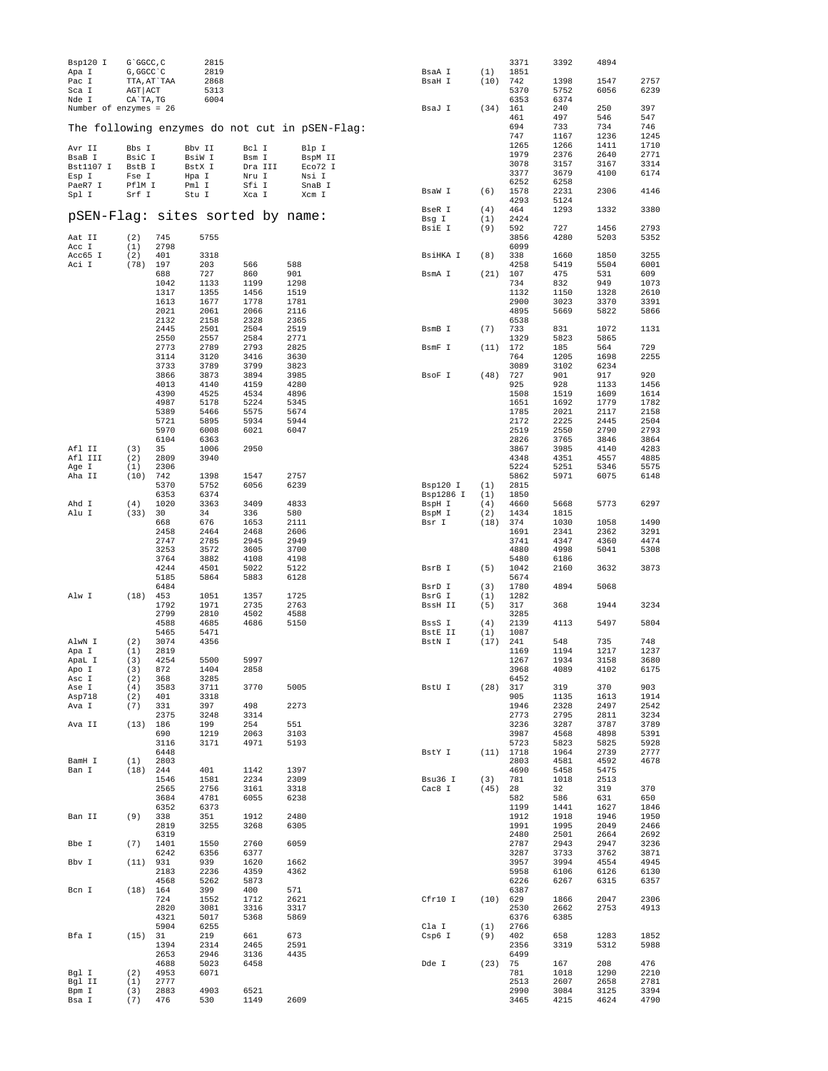| | | | |
|---|---|---|---|
| Bsp120 I | G`GGCC,C | 2815 | |
| Apa I | G,GGCC`C | 2819 | |
| Pac I | TTA,AT`TAA | 2868 | |
| Sca I | AGT\|ACT | 5313 | |
| Nde I | CA`TA,TG | 6004 | |

Number of enzymes = 26

## The following enzymes do not cut in pSEN-Flag:

| | | | | |
|---|---|---|---|---|
| Avr II | Bbs I | Bbv II | Bcl I | Blp I |
| BsaB I | BsiC I | BsiW I | Bsm I | BspM II |
| Bst1107 I | BstB I | BstX I | Dra III | Eco72 I |
| Esp I | Fse I | Hpa I | Nru I | Nsi I |
| PaeR7 I | PflM I | Pml I | Sfi I | SnaB I |
| Spl I | Srf I | Stu I | Xca I | Xcm I |

## pSEN-Flag: sites sorted by name:

```
Aat II     (2)  745    5755
Acc I      (1)  2798
Acc65 I    (2)  401    3318
Aci I     (78)  197    203    566    588
                688    727    860    901
                1042   1133   1199   1298
                1317   1355   1456   1519
                1613   1677   1778   1781
                2021   2061   2066   2116
                2132   2158   2328   2365
                2445   2501   2504   2519
                2550   2557   2584   2771
                2773   2789   2793   2825
                3114   3120   3416   3630
                3733   3789   3799   3823
                3866   3873   3894   3985
                4013   4140   4159   4280
                4390   4525   4534   4896
                4987   5178   5224   5345
                5389   5466   5575   5674
                5721   5895   5934   5944
                5970   6008   6021   6047
                6104   6363
Afl II     (3)  35     1006   2950
Afl III    (2)  2809   3940
Age I      (1)  2306
Aha II    (10)  742    1398   1547   2757
                5370   5752   6056   6239
                6353   6374
Ahd I      (4)  1020   3363   3409   4833
Alu I     (33)  30     34     336    580
                668    676    1653   2111
                2458   2464   2468   2606
                2747   2785   2945   2949
                3253   3572   3605   3700
                3764   3882   4108   4198
                4244   4501   5022   5122
                5185   5864   5883   6128
                6484
Alw I     (18)  453    1051   1357   1725
                1792   1971   2735   2763
                2799   2810   4502   4588
                4588   4685   4686   5150
                5465   5471
AlwN I     (2)  3074   4356
Apa I      (1)  2819
ApaL I     (3)  4254   5500   5997
Apo I      (3)  872    1404   2858
Asc I      (2)  368    3285
Ase I      (4)  3583   3711   3770   5005
Asp718     (2)  401    3318
Ava I      (7)  331    397    498    2273
                2375   3248   3314
Ava II    (13)  186    199    254    551
                690    1219   2063   3103
                3116   3171   4971   5193
                6448
BamH I     (1)  2803
Ban I     (18)  244    401    1142   1397
                1546   1581   2234   2309
                2565   2756   3161   3318
                3684   4781   6055   6238
                6352   6373
Ban II     (9)  338    351    1912   2480
                2819   3255   3268   6305
                6319
Bbe I      (7)  1401   1550   2760   6059
                6242   6356   6377
Bbv I     (11)  931    939    1620   1662
                2183   2236   4359   4362
                4568   5262   5873
Bcn I     (18)  164    399    400    571
                724    1552   1712   2621
                2820   3081   3316   3317
                4321   5017   5368   5869
                5904   6255
Bfa I     (15)  31     219    661    673
                1394   2314   2465   2591
                2653   2946   3136   4435
                4688   5023   6458
Bgl I      (2)  4953   6071
Bgl II     (1)  2777
Bpm I      (3)  2883   4903   6521
Bsa I      (7)  476    530    1149   2609
                3371   3392   4894
BsaA I     (1)  1851
BsaH I    (10)  742    1398   1547   2757
                5370   5752   6056   6239
                6353   6374
BsaJ I    (34)  161    240    250    397
                461    497    546    547
                694    733    734    746
                747    1167   1236   1245
                1265   1266   1411   1710
                1979   2376   2640   2771
                3078   3157   3167   3314
                3377   3679   4100   6174
                6252   6258
BsaW I     (6)  1578   2231   2306   4146
                4293   5124
BseR I     (4)  464    1293   1332   3380
Bsg I      (1)  2424
BsiE I     (9)  592    727    1456   2793
                3856   4280   5203   5352
                6099
BsiHKA I   (8)  338    1660   1850   3255
                4258   5419   5504   6001
BsmA I    (21)  107    475    531    609
                734    832    949    1073
                1132   1150   1328   2610
                2900   3023   3370   3391
                4895   5669   5822   5866
                6538
BsmB I     (7)  733    831    1072   1131
                1329   5823   5865
BsmF I    (11)  172    185    564    729
                764    1205   1698   2255
                3089   3102   6234
BsoF I    (48)  727    901    917    920
                925    928    1133   1456
                1508   1519   1609   1614
                1651   1692   1779   1782
                1785   2021   2117   2158
                2172   2225   2445   2504
                2519   2550   2790   2793
                2826   3765   3846   3864
                3867   3985   4140   4283
                4348   4351   4557   4885
                5224   5251   5346   5575
                5862   5971   6075   6148
Bsp120 I   (1)  2815
Bsp1286 I  (1)  1850
BspH I     (4)  4660   5668   5773   6297
BspM I     (2)  1434   1815
Bsr I     (18)  374    1030   1058   1490
                1691   2341   2362   3291
                3741   4347   4360   4474
                4880   4998   5041   5308
                5480   6186
BsrB I     (5)  1042   2160   3632   3873
                5674
BsrD I     (3)  1780   4894   5068
BsrG I     (1)  1282
BssH II    (5)  317    368    1944   3234
                3285
BssS I     (4)  2139   4113   5497   5804
BstE II    (1)  1087
BstN I    (17)  241    548    735    748
                1169   1194   1217   1237
                1267   1934   3158   3680
                3968   4089   4102   6175
                6452
BstU I    (28)  317    319    370    903
                905    1135   1613   1914
                1946   2328   2497   2542
                2773   2795   2811   3234
                3236   3287   3787   3789
                3987   4568   4898   5391
                5723   5823   5825   5928
BstY I    (11)  1718   1964   2739   2777
                2803   4581   4592   4678
                4690   5458   5475
Bsu36 I    (3)  781    1018   2513
Cac8 I    (45)  28     32     319    370
                582    586    631    650
                1199   1441   1627   1846
                1912   1918   1946   1950
                1991   1995   2049   2466
                2480   2501   2664   2692
                2787   2943   2947   3236
                3287   3733   3762   3871
                3957   3994   4554   4945
                5958   6106   6126   6130
                6226   6267   6315   6357
                6387
Cfr10 I   (10)  629    1866   2047   2306
                2530   2662   2753   4913
                6376   6385
Cla I      (1)  2766
Csp6 I     (9)  402    658    1283   1852
                2356   3319   5312   5988
                6499
Dde I     (23)  75     167    208    476
                781    1018   1290   2210
                2513   2607   2658   2781
                2990   3084   3125   3394
                3465   4215   4624   4790
```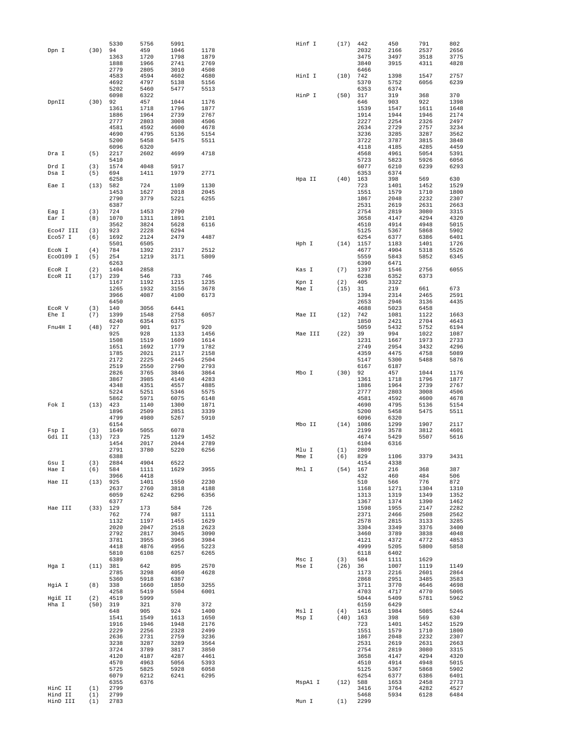```
                5330    5756    5991
Dpn I     (30)  94      459     1046    1178
                1363    1720    1798    1879
                1888    1966    2741    2769
                2779    2805    3010    4508
                4583    4594    4602    4680
                4692    4797    5138    5156
                5202    5460    5477    5513
                6098    6322
DpnII     (30)  92      457     1044    1176
                1361    1718    1796    1877
                1886    1964    2739    2767
                2777    2803    3008    4506
                4581    4592    4600    4678
                4690    4795    5136    5154
                5200    5458    5475    5511
                6096    6320
Dra I     (5)   2217    2602    4699    4718
                5410
Drd I     (3)   1574    4048    5917
Dsa I     (5)   694     1411    1979    2771
                6258
Eae I     (13)  582     724     1109    1130
                1453    1627    2018    2045
                2790    3779    5221    6255
                6387
Eag I     (3)   724     1453    2790
Ear I     (8)   1070    1311    1891    2101
                3562    3824    5628    6116
Eco47 III (3)   923     2228    6294
Eco57 I   (6)   1692    2124    2479    4487
                5501    6505
EcoN I    (4)   784     1392    2317    2512
EcoO109 I (5)   254     1219    3171    5809
                6263
EcoR I    (2)   1404    2858
EcoR II   (17)  239     546     733     746
                1167    1192    1215    1235
                1265    1932    3156    3678
                3966    4087    4100    6173
                6450
EcoR V    (3)   140     3056    6441
Ehe I     (7)   1399    1548    2758    6057
                6240    6354    6375
Fnu4H I   (48)  727     901     917     920
                925     928     1133    1456
                1508    1519    1609    1614
                1651    1692    1779    1782
                1785    2021    2117    2158
                2172    2225    2445    2504
                2519    2550    2790    2793
                2826    3765    3846    3864
                3867    3985    4140    4283
                4348    4351    4557    4885
                5224    5251    5346    5575
                5862    5971    6075    6148
Fok I     (13)  423     1140    1300    1871
                1896    2509    2851    3339
                4799    4980    5267    5910
                6154
Fsp I     (3)   1649    5055    6078
Gdi II    (13)  723     725     1129    1452
                1454    2017    2044    2789
                2791    3780    5220    6256
                6388
Gsu I     (3)   2884    4904    6522
Hae I     (6)   584     1111    1629    3955
                3966    4418
Hae II    (13)  925     1401    1550    2230
                2637    2760    3818    4188
                6059    6242    6296    6356
                6377
Hae III   (33)  129     173     584     726
                762     774     987     1111
                1132    1197    1455    1629
                2020    2047    2518    2623
                2792    2817    3045    3090
                3781    3955    3966    3984
                4418    4876    4956    5223
                5810    6108    6257    6265
                6389
Hga I     (11)  381     642     895     2570
                2785    3298    4050    4628
                5360    5918    6387
HgiA I    (8)   338     1660    1850    3255
                4258    5419    5504    6001
HgiE II   (2)   4519    5999
Hha I     (50)  319     321     370     372
                648     905     924     1400
                1541    1549    1613    1650
                1916    1946    1948    2176
                2229    2256    2328    2499
                2636    2731    2759    3236
                3238    3287    3289    3564
                3724    3789    3817    3850
                4120    4187    4287    4461
                4570    4963    5056    5393
                5725    5825    5928    6058
                6079    6212    6241    6295
                6355    6376
HinC II   (1)   2799
Hind II   (1)   2799
HinD III  (1)   2783
Hinf I    (17)  442     450     791     802
                2032    2166    2537    2656
                3475    3497    3518    3775
                3840    3915    4311    4828
                6466
HinI I    (10)  742     1398    1547    2757
                5370    5752    6056    6239
                6353    6374
HinP I    (50)  317     319     368     370
                646     903     922     1398
                1539    1547    1611    1648
                1914    1944    1946    2174
                2227    2254    2326    2497
                2634    2729    2757    3234
                3236    3285    3287    3562
                3722    3787    3815    3848
                4118    4185    4285    4459
                4568    4961    5054    5391
                5723    5823    5926    6056
                6077    6210    6239    6293
                6353    6374
Hpa II    (40)  163     398     569     630
                723     1401    1452    1529
                1551    1579    1710    1800
                1867    2048    2232    2307
                2531    2619    2631    2663
                2754    2819    3080    3315
                3658    4147    4294    4320
                4510    4914    4948    5015
                5125    5367    5868    5902
                6254    6377    6386    6401
Hph I     (14)  1157    1183    1401    1726
                4677    4904    5318    5526
                5559    5843    5852    6345
                6390    6471
Kas I     (7)   1397    1546    2756    6055
                6238    6352    6373
Kpn I     (2)   405     3322
Mae I     (15)  31      219     661     673
                1394    2314    2465    2591
                2653    2946    3136    4435
                4688    5023    6458
Mae II    (12)  742     1081    1122    1663
                1850    2421    2704    4643
                5059    5432    5752    6194
Mae III   (22)  39      994     1022    1087
                1231    1667    1973    2733
                2749    2954    3432    4296
                4359    4475    4758    5089
                5147    5300    5488    5876
                6167    6187
Mbo I     (30)  92      457     1044    1176
                1361    1718    1796    1877
                1886    1964    2739    2767
                2777    2803    3008    4506
                4581    4592    4600    4678
                4690    4795    5136    5154
                5200    5458    5475    5511
                6096    6320
Mbo II    (14)  1086    1299    1907    2117
                2199    3578    3812    4601
                4674    5429    5507    5616
                6104    6316
Mlu I     (1)   2809
Mme I     (6)   829     1106    3379    3431
                4154    4338
Mnl I     (54)  167     216     368     387
                432     460     484     506
                510     566     776     872
                1168    1271    1304    1310
                1313    1319    1349    1352
                1367    1374    1390    1462
                1598    1955    2147    2282
                2371    2466    2508    2562
                2578    2815    3133    3285
                3304    3349    3376    3400
                3460    3789    3838    4048
                4121    4372    4772    4853
                4999    5205    5800    5858
                6118    6402
Msc I     (3)   584     1111    1629
Mse I     (26)  36      1007    1119    1149
                1173    2216    2601    2864
                2868    2951    3485    3583
                3711    3770    4646    4698
                4703    4717    4770    5005
                5044    5409    5781    5962
                6159    6429
Msl I     (4)   1416    1984    5085    5244
Msp I     (40)  163     398     569     630
                723     1401    1452    1529
                1551    1579    1710    1800
                1867    2048    2232    2307
                2531    2619    2631    2663
                2754    2819    3080    3315
                3658    4147    4294    4320
                4510    4914    4948    5015
                5125    5367    5868    5902
                6254    6377    6386    6401
MspA1 I   (12)  588     1653    2458    2773
                3416    3764    4282    4527
                5468    5934    6128    6484
Mun I     (1)   2299
```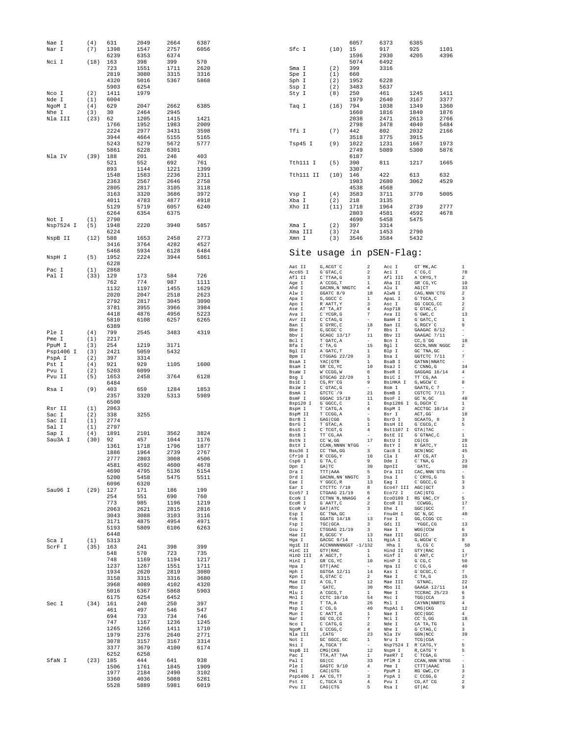| Enzyme | Count | Sites | | | |
|---|---|---|---|---|---|
| Nae I | (4) | 631 | 2049 | 2664 | 6387 |
| Nar I | (7) | 1398 | 1547 | 2757 | 6056 |
| | | 6239 | 6353 | 6374 | |
| Nci I | (18) | 163 | 398 | 399 | 570 |
| | | 723 | 1551 | 1711 | 2620 |
| | | 2819 | 3080 | 3315 | 3316 |
| | | 4320 | 5016 | 5367 | 5868 |
| | | 5903 | 6254 | | |
| Nco I | (2) | 1411 | 1979 | | |
| Nde I | (1) | 6004 | | | |
| NgoM I | (4) | 629 | 2047 | 2662 | 6385 |
| Nhe I | (3) | 30 | 2464 | 2945 | |
| Nla III | (23) | 62 | 1205 | 1415 | 1421 |
| | | 1766 | 1952 | 1983 | 2009 |
| | | 2224 | 2977 | 3431 | 3598 |
| | | 3944 | 4664 | 5155 | 5165 |
| | | 5243 | 5279 | 5672 | 5777 |
| | | 5861 | 6228 | 6301 | |
| Nla IV | (39) | 188 | 201 | 246 | 403 |
| | | 521 | 552 | 692 | 761 |
| | | 893 | 1144 | 1221 | 1399 |
| | | 1548 | 1583 | 2236 | 2311 |
| | | 2363 | 2567 | 2646 | 2758 |
| | | 2805 | 2817 | 3105 | 3118 |
| | | 3163 | 3320 | 3686 | 3972 |
| | | 4011 | 4783 | 4877 | 4918 |
| | | 5129 | 5719 | 6057 | 6240 |
| | | 6264 | 6354 | 6375 | |
| Not I | (1) | 2790 | | | |
| Nsp7524 I | (5) | 1948 | 2220 | 3940 | 5857 |
| | | 6224 | | | |
| NspB II | (12) | 588 | 1653 | 2458 | 2773 |
| | | 3416 | 3764 | 4282 | 4527 |
| | | 5468 | 5934 | 6128 | 6484 |
| NspH I | (5) | 1952 | 2224 | 3944 | 5861 |
| | | 6228 | | | |
| Pac I | (1) | 2868 | | | |
| Pal I | (33) | 129 | 173 | 584 | 726 |
| | | 762 | 774 | 987 | 1111 |
| | | 1132 | 1197 | 1455 | 1629 |
| | | 2020 | 2047 | 2518 | 2623 |
| | | 2792 | 2817 | 3045 | 3090 |
| | | 3781 | 3955 | 3966 | 3984 |
| | | 4418 | 4876 | 4956 | 5223 |
| | | 5810 | 6108 | 6257 | 6265 |
| | | 6389 | | | |
| Ple I | (4) | 799 | 2545 | 3483 | 4319 |
| Pme I | (1) | 2217 | | | |
| PpuM I | (3) | 254 | 1219 | 3171 | |
| Psp1406 I | (3) | 2421 | 5059 | 5432 | |
| PspA I | (2) | 397 | 3314 | | |
| Pst I | (4) | 921 | 929 | 1105 | 1600 |
| Pvu I | (2) | 5203 | 6099 | | |
| Pvu II | (5) | 1653 | 2458 | 3764 | 6128 |
| | | 6484 | | | |
| Rsa I | (9) | 403 | 659 | 1284 | 1853 |
| | | 2357 | 3320 | 5313 | 5989 |
| | | 6500 | | | |
| Rsr II | (1) | 2063 | | | |
| Sac I | (2) | 338 | 3255 | | |
| Sac II | (1) | 2774 | | | |
| Sal I | (1) | 2797 | | | |
| Sap I | (4) | 1891 | 2101 | 3562 | 3824 |
| Sau3A I | (30) | 92 | 457 | 1044 | 1176 |
| | | 1361 | 1718 | 1796 | 1877 |
| | | 1886 | 1964 | 2739 | 2767 |
| | | 2777 | 2803 | 3008 | 4506 |
| | | 4581 | 4592 | 4600 | 4678 |
| | | 4690 | 4795 | 5136 | 5154 |
| | | 5200 | 5458 | 5475 | 5511 |
| | | 6096 | 6320 | | |
| Sau96 I | (29) | 127 | 171 | 186 | 199 |
| | | 254 | 551 | 690 | 760 |
| | | 773 | 985 | 1196 | 1219 |
| | | 2063 | 2621 | 2815 | 2816 |
| | | 3043 | 3088 | 3103 | 3116 |
| | | 3171 | 4875 | 4954 | 4971 |
| | | 5193 | 5809 | 6106 | 6263 |
| | | 6448 | | | |
| Sca I | (1) | 5313 | | | |
| ScrF I | (35) | 163 | 241 | 398 | 399 |
| | | 548 | 570 | 723 | 735 |
| | | 748 | 1169 | 1194 | 1217 |
| | | 1237 | 1267 | 1551 | 1711 |
| | | 1934 | 2620 | 2819 | 3080 |
| | | 3158 | 3315 | 3316 | 3680 |
| | | 3968 | 4089 | 4102 | 4320 |
| | | 5016 | 5367 | 5868 | 5903 |
| | | 6175 | 6254 | 6452 | |
| Sec I | (34) | 161 | 240 | 250 | 397 |
| | | 461 | 497 | 546 | 547 |
| | | 694 | 733 | 734 | 746 |
| | | 747 | 1167 | 1236 | 1245 |
| | | 1265 | 1266 | 1411 | 1710 |
| | | 1979 | 2376 | 2640 | 2771 |
| | | 3078 | 3157 | 3167 | 3314 |
| | | 3377 | 3679 | 4100 | 6174 |
| | | 6252 | 6258 | | |
| SfaN I | (23) | 185 | 444 | 641 | 938 |
| | | 1506 | 1761 | 1845 | 1909 |
| | | 1977 | 2184 | 2490 | 3102 |
| | | 3360 | 4036 | 5088 | 5281 |
| | | 5528 | 5889 | 5981 | 6019 |
| | | 6057 | 6373 | 6385 | |
| Sfc I | (10) | 15 | 917 | 925 | 1101 |
| | | 1596 | 2930 | 4205 | 4396 |
| | | 5074 | 6492 | | |
| Sma I | (2) | 399 | 3316 | | |
| Spe I | (1) | 660 | | | |
| Sph I | (2) | 1952 | 6228 | | |
| Ssp I | (2) | 3483 | 5637 | | |
| Sty I | (8) | 250 | 461 | 1245 | 1411 |
| | | 1979 | 2640 | 3167 | 3377 |
| Taq I | (16) | 794 | 1038 | 1349 | 1360 |
| | | 1660 | 1816 | 1840 | 1876 |
| | | 2038 | 2471 | 2613 | 2766 |
| | | 2798 | 3478 | 4040 | 5484 |
| Tfi I | (7) | 442 | 802 | 2032 | 2166 |
| | | 3518 | 3775 | 3915 | |
| Tsp45 I | (9) | 1022 | 1231 | 1667 | 1973 |
| | | 2749 | 5089 | 5300 | 5876 |
| | | 6187 | | | |
| Tth111 I | (5) | 390 | 811 | 1217 | 1665 |
| | | 3307 | | | |
| Tth111 II | (10) | 146 | 422 | 613 | 632 |
| | | 1983 | 2680 | 3062 | 4529 |
| | | 4538 | 4568 | | |
| Vsp I | (4) | 3583 | 3711 | 3770 | 5005 |
| Xba I | (2) | 218 | 3135 | | |
| Xho II | (11) | 1718 | 1964 | 2739 | 2777 |
| | | 2803 | 4581 | 4592 | 4678 |
| | | 4690 | 5458 | 5475 | |
| Xma I | (2) | 397 | 3314 | | |
| Xma III | (3) | 724 | 1453 | 2790 | |
| Xmn I | (3) | 3546 | 3584 | 5432 | |

# Site usage in pSEN-Flag:

| Enzyme | Site | Count | Enzyme | Site | Count |
|---|---|---|---|---|---|
| Aat II | G,ACGT`C | 2 | Acc I | GT`MK,AC | 1 |
| Acc65 I | G`GTAC,C | 2 | Aci I | C`CG,C | 78 |
| Afl II | C`TTAA,G | 3 | Afl III | A`CRYG,T | 2 |
| Age I | A`CCGG,T | 1 | Aha II | GR`CG,YC | 10 |
| Ahd I | GACN,N`NNGTC | 4 | Alu I | AG\|CT | 33 |
| Alw I | GGATC 8/9 | 18 | AlwN I | CAG,NNN`CTG | 2 |
| Apa I | G,GGCC`C | 1 | ApaL I | G`TGCA,C | 3 |
| Apo I | R`AATT,Y | 3 | Asc I | GG`CGCG,CC | 2 |
| Ase I | AT`TA,AT | 4 | Asp718 | G`GTAC,C | 2 |
| Ava I | C`YCGR,G | 7 | Ava II | G`GWC,C | 13 |
| Avr II | C`CTAG,G | - | BamH I | G`GATC,C | 1 |
| Ban I | G`GYRC,C | 18 | Ban II | G,RGCY`C | 9 |
| Bbe I | G,GCGC`C | 7 | Bbs I | GAAGAC 8/12 | - |
| Bbv I | GCAGC 13/17 | 11 | Bbv II | GAAGAC 7/11 | - |
| Bcl I | T`GATC,A | - | Bcn I | CC,S`GG | 18 |
| Bfa I | C`TA,G | 15 | Bgl I | GCCN,NNN`NGGC | 2 |
| Bgl II | A`GATC,T | 1 | Blp I | GC`TNA,GC | - |
| Bpm I | CTGGAG 22/20 | 3 | Bsa I | GGTCTC 7/11 | 7 |
| BsaA I | YAC\|GTR | 1 | BsaB I | GATNN\|NNATC | - |
| BsaH I | GR`CG,YC | 10 | BsaJ I | C`CNNG,G | 34 |
| BsaW I | W`CCGG,W | 6 | BseR I | GAGGAG 16/14 | 4 |
| Bsg I | GTGCAG 22/20 | 1 | BsiC I | TT`CG,AA | - |
| BsiE I | CG,RY`CG | 9 | BsiHKA I | G,WGCW`C | 8 |
| BsiW I | C`GTAC,G | - | Bsm I | GAATG,C 7 | - |
| BsmA I | GTCTC 1/5 | 21 | BsmB I | CGTCTC 7/11 | 7 |
| BsmF I | GGGAC 15/19 | 11 | BsoF I | GC`N,GC | 48 |
| Bsp120 I | G`GGCC,C | 1 | Bsp1286 I | G,DGCH`C | 1 |
| BspH I | T`CATG,A | 4 | BspM I | ACCTGC 10/14 | 2 |
| BspM II | T`CCGG,A | - | Bsr I | ACT,GG` | 18 |
| BsrB I | GAG\|CGG | 5 | BsrD I | GCAATG, 8 | 3 |
| BsrG I | T`GTAC,A | 1 | BssH II | G`CGCG,C | 5 |
| BssS I | C`TCGT,G | 4 | Bst1107 I | GTA\|TAC | - |
| BstB I | TT`CG,AA | - | BstE II | G`GTNAC,C | 1 |
| BstN I | CC`W,GG | 17 | BstU I | CG\|CG | 28 |
| BstX I | CCAN,NNNN`NTGG | - | BstY I | R`GATC,Y | 11 |
| Bsu36 I | CC`TNA,GG | 3 | Cac8 I | GCN\|NGC | 45 |
| Cfr10 I | R`CCGG,Y | 10 | Cla I | AT`CG,AT | 1 |
| Csp6 I | G`TA,C | 9 | Dde I | C`TNA,G | 23 |
| Dpn I | GA\|TC | 30 | DpnII | `GATC, | 30 |
| Dra I | TTT\|AAA | 5 | Dra III | CAC,NNN`GTG | - |
| Drd I | GACN,NN`NNGTC | 3 | Dsa I | C`CRYG,G | 5 |
| Eae I | Y`GGCC,R | 13 | Eag I | C`GGCC,G | 3 |
| Ear I | CTCTTC 7/10 | 8 | Eco47 III | AGC\|GCT | 3 |
| Eco57 I | CTGAAG 21/19 | 6 | Eco72 I | CAC\|GTG | - |
| EcoN I | CCTNN`N,NNAGG | 4 | EcoO109 I | RG`GNC,CY | 5 |
| EcoR I | G`AATT,C | 2 | EcoR II | `CCWGG, | 17 |
| EcoR V | GAT\|ATC | 3 | Ehe I | GGC\|GCC | 7 |
| Esp I | GC`TNA,GC | - | Fnu4H I | GC`N,GC | 48 |
| Fok I | GGATG 14/18 | 13 | Fse I | GG,CCGG`CC | - |
| Fsp I | TGC\|GCA | 3 | Gdi II | `YGGC,CG | 13 |
| Gsu I | CTGGAG 21/19 | 3 | Hae I | WGG\|CCW | 6 |
| Hae II | R,GCGC`Y | 13 | Hae III | GG\|CC | 33 |
| Hga I | GACGC 9/14 | 11 | HgiA I | G,WGCW`C | 8 |
| HgiE II | ACCNNNNNNGGT -1/132 | - | Hha I | G,CG`C | 50 |
| HinC II | GTY\|RAC | 1 | Hind II | GTY\|RAC | 1 |
| HinD III | A`AGCT,T | 1 | Hinf I | G`ANT,C | 17 |
| HinI I | GR`CG,YC | 10 | HinP I | G`CG,C | 50 |
| Hpa I | GTT\|AAC | - | Hpa II | C`CG,G | 40 |
| Hph I | GGTGA 12/11 | 14 | Kas I | G`GCGC,C | 7 |
| Kpn I | G,GTAC`C | 2 | Mae I | C`TA,G | 15 |
| Mae II | A`CG,T | 12 | Mae III | `GTNAC, | 22 |
| Mbo I | `GATC, | 30 | Mbo II | GAAGA 12/11 | 14 |
| Mlu I | A`CGCG,T | 1 | Mme I | TCCRAC 25/23 | 6 |
| Mnl I | CCTC 10/10 | 54 | Msc I | TGG\|CCA | 3 |
| Mse I | T`TA,A | 26 | Msl I | CAYNN\|NNRTG | 4 |
| Msp I | C`CG,G | 40 | MspA1 I | CMG\|CKG | 12 |
| Mun I | C`AATT,G | 1 | Nae I | GCC\|GGC | 4 |
| Nar I | GG`CG,CC | 7 | Nci I | CC`S,GG | 18 |
| Nco I | C`CATG,G | 2 | Nde I | CA`TA,TG | 1 |
| NgoM I | G`CCGG,C | 4 | Nhe I | G`CTAG,C | 3 |
| Nla III | ,CATG` | 23 | Nla IV | GGN\|NCC | 39 |
| Not I | GC`GGCC,GC | 1 | Nru I | TCG\|CGA | - |
| Nsi I | A,TGCA`T | - | Nsp7524 I | R`CATG,Y | 5 |
| NspB II | CMG\|CKG | 12 | NspH I | R,CATG`Y | 5 |
| Pac I | TTA,AT`TAA | 1 | PaeR7 I | C`TCGA,G | - |
| Pal I | GG\|CC | 33 | PflM I | CCAN,NNN`NTGG | - |
| Ple I | GAGTC 9/10 | 4 | Pme I | CTTT\|AAAC | 1 |
| Pml I | CAC\|GTG | - | PpuM I | RG`GWC,CY | 3 |
| Psp1406 I | AA`CG,TT | 3 | PspA I | C`CCGG,G | 2 |
| Pst I | C,TGCA`G | 4 | Pvu I | CG,AT`CG | 2 |
| Pvu II | CAG\|CTG | 5 | Rsa I | GT\|AC | 9 |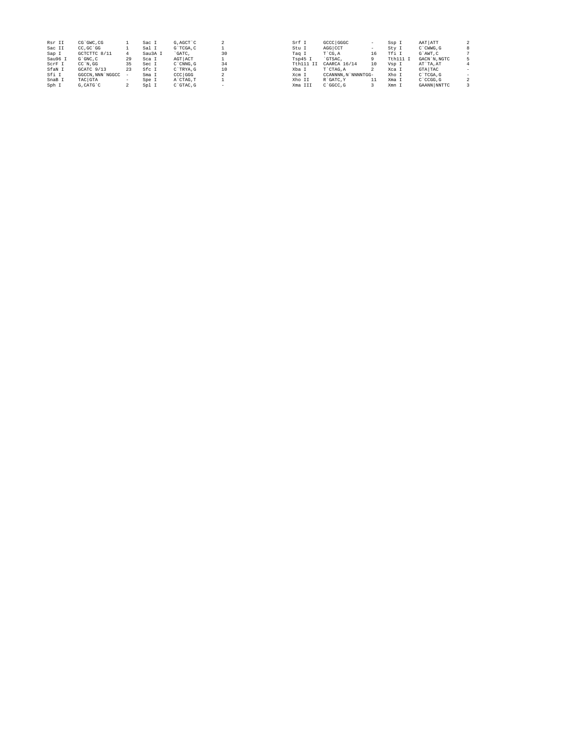| | | | | | | | | | | | |
|---|---|---|---|---|---|---|---|---|---|---|---|
| Rsr II | CG`GWC,CG | 1 | Sac I | G,AGCT`C | 2 | Srf I | GCCC\|GGGC | - | Ssp I | AAT\|ATT | 2 |
| Sac II | CC,GC`GG | 1 | Sal I | G`TCGA,C | 1 | Stu I | AGG\|CCT | - | Sty I | C`CWWG,G | 8 |
| Sap I | GCTCTTC 8/11 | 4 | Sau3A I | `GATC, | 30 | Taq I | T`CG,A | 16 | Tfi I | G`AWT,C | 7 |
| Sau96 I | G`GNC,C | 29 | Sca I | AGT\|ACT | 1 | Tsp45 I | `GTSAC, | 9 | Tth111 I | GACN`N,NGTC | 5 |
| ScrF I | CC`N,GG | 35 | Sec I | C`CNNG,G | 34 | Tth111 II | CAARCA 16/14 | 10 | Vsp I | AT`TA,AT | 4 |
| SfaN I | GCATC 9/13 | 23 | Sfc I | C`TRYA,G | 10 | Xba I | T`CTAG,A | 2 | Xca I | GTA\|TAC | - |
| Sfi I | GGCCN,NNN`NGGCC | - | Sma I | CCC\|GGG | 2 | Xcm I | CCANNNN,N`NNNNTGG- | | Xho I | C`TCGA,G | - |
| SnaB I | TAC\|GTA | - | Spe I | A`CTAG,T | 1 | Xho II | R`GATC,Y | 11 | Xma I | C`CCGG,G | 2 |
| Sph I | G,CATG`C | 2 | Spl I | C`GTAC,G | - | Xma III | C`GGCC,G | 3 | Xmn I | GAANN\|NNTTC | 3 |